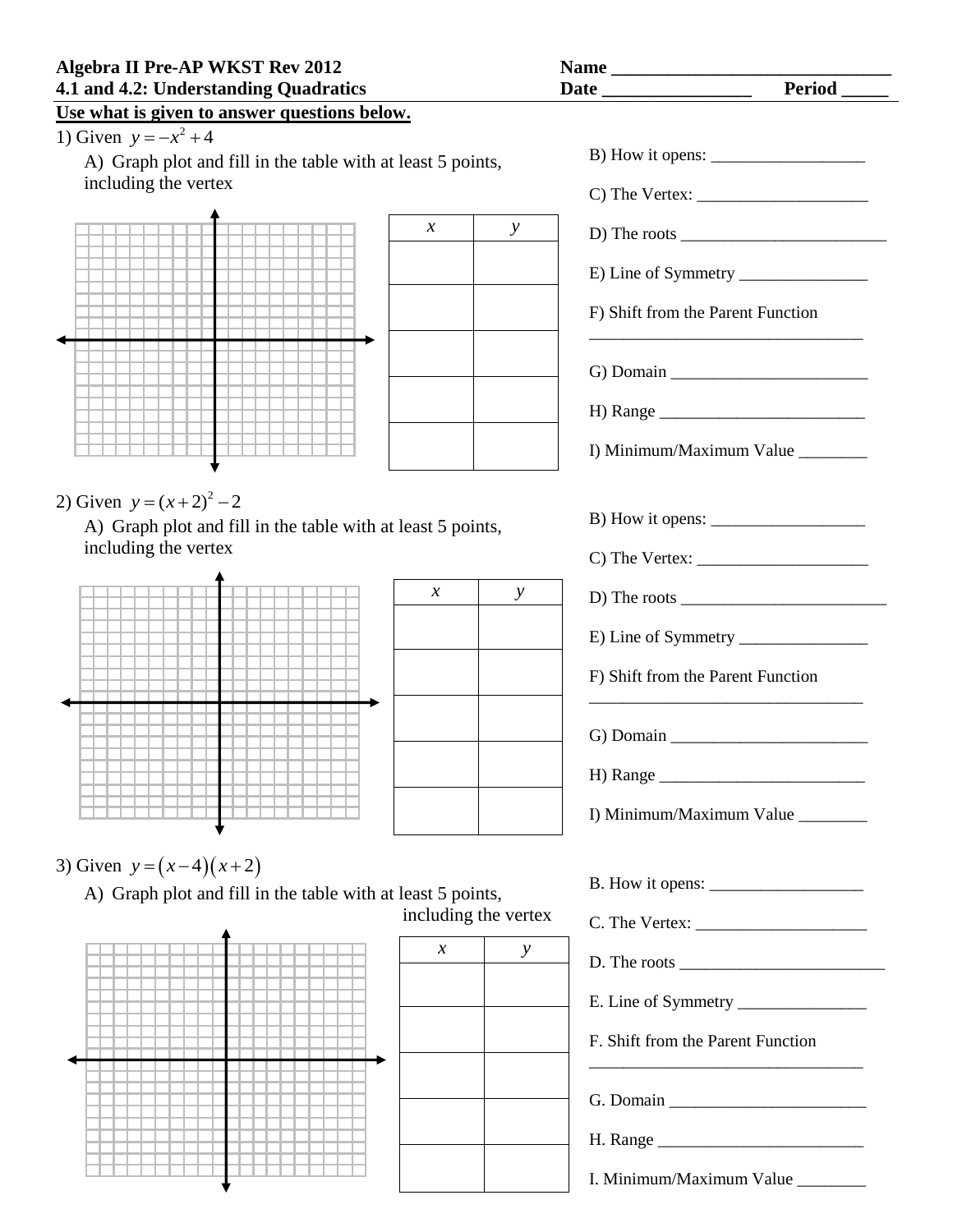**Algebra II Pre-AP WKST Rev 2012** **Name ______________________________**
**4.1 and 4.2: Understanding Quadratics** **Date ________________ Period _____**

**Use what is given to answer questions below.**

1) Given $y = -x^2 + 4$

A) Graph plot and fill in the table with at least 5 points, including the vertex

| $x$ | $y$ |
|---|---|
| | |
| | |
| | |
| | |
| | |

B) How it opens: __________________

C) The Vertex: ____________________

D) The roots ________________________

E) Line of Symmetry _______________

F) Shift from the Parent Function
_________________________________

G) Domain _______________________

H) Range ________________________

I) Minimum/Maximum Value ________

2) Given $y = (x+2)^2 - 2$

A) Graph plot and fill in the table with at least 5 points, including the vertex

| $x$ | $y$ |
|---|---|
| | |
| | |
| | |
| | |
| | |

B) How it opens: __________________

C) The Vertex: ____________________

D) The roots ________________________

E) Line of Symmetry _______________

F) Shift from the Parent Function
_________________________________

G) Domain _______________________

H) Range ________________________

I) Minimum/Maximum Value ________

3) Given $y = (x-4)(x+2)$

A) Graph plot and fill in the table with at least 5 points, including the vertex

| $x$ | $y$ |
|---|---|
| | |
| | |
| | |
| | |
| | |

B. How it opens: __________________

C. The Vertex: ____________________

D. The roots ________________________

E. Line of Symmetry _______________

F. Shift from the Parent Function
_________________________________

G. Domain _______________________

H. Range ________________________

I. Minimum/Maximum Value ________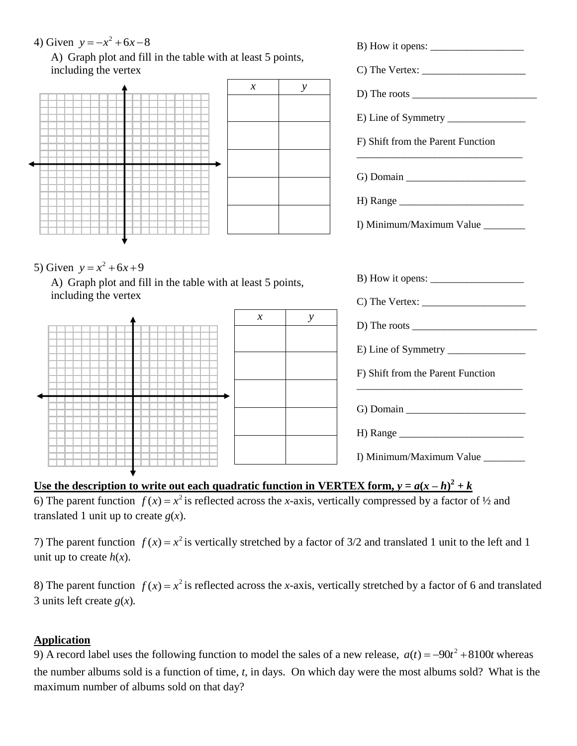4) Given $y = -x^2 + 6x - 8$

A) Graph plot and fill in the table with at least 5 points, including the vertex

| $x$ | $y$ |
|---|---|
| | |
| | |
| | |
| | |
| | |

B) How it opens: ___________________

C) The Vertex: _____________________

D) The roots __________________________

E) Line of Symmetry ________________

F) Shift from the Parent Function __________________________________

G) Domain _________________________

H) Range _________________________

I) Minimum/Maximum Value ________

5) Given $y = x^2 + 6x + 9$

A) Graph plot and fill in the table with at least 5 points, including the vertex

| $x$ | $y$ |
|---|---|
| | |
| | |
| | |
| | |
| | |

B) How it opens: ___________________

C) The Vertex: _____________________

D) The roots __________________________

E) Line of Symmetry ________________

F) Shift from the Parent Function __________________________________

G) Domain _________________________

H) Range _________________________

I) Minimum/Maximum Value ________

**Use the description to write out each quadratic function in VERTEX form, $y = a(x - h)^2 + k$**

6) The parent function $f(x) = x^2$ is reflected across the *x*-axis, vertically compressed by a factor of ½ and translated 1 unit up to create $g(x)$.

7) The parent function $f(x) = x^2$ is vertically stretched by a factor of 3/2 and translated 1 unit to the left and 1 unit up to create $h(x)$.

8) The parent function $f(x) = x^2$ is reflected across the *x*-axis, vertically stretched by a factor of 6 and translated 3 units left create $g(x)$.

**Application**

9) A record label uses the following function to model the sales of a new release, $a(t) = -90t^2 + 8100t$ whereas the number albums sold is a function of time, *t*, in days. On which day were the most albums sold? What is the maximum number of albums sold on that day?